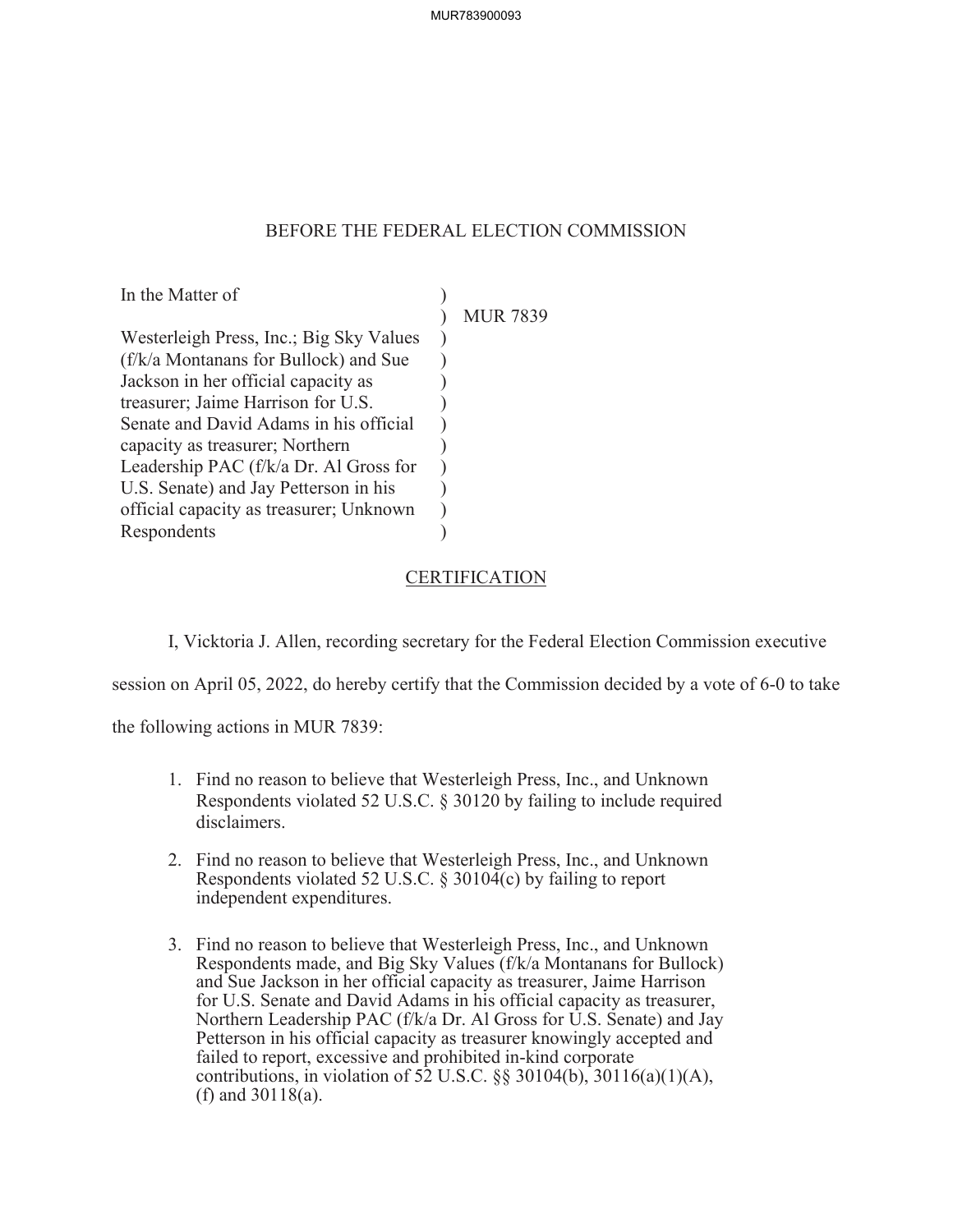BEFORE THE FEDERAL ELECTION COMMISSION

| | | |
|---|---|---|
| In the Matter of | ) | |
| | ) | MUR 7839 |
| Westerleigh Press, Inc.; Big Sky Values (f/k/a Montanans for Bullock) and Sue Jackson in her official capacity as treasurer; Jaime Harrison for U.S. Senate and David Adams in his official capacity as treasurer; Northern Leadership PAC (f/k/a Dr. Al Gross for U.S. Senate) and Jay Petterson in his official capacity as treasurer; Unknown Respondents | ) | |

<u>CERTIFICATION</u>

I, Vicktoria J. Allen, recording secretary for the Federal Election Commission executive session on April 05, 2022, do hereby certify that the Commission decided by a vote of 6-0 to take the following actions in MUR 7839:

1. Find no reason to believe that Westerleigh Press, Inc., and Unknown Respondents violated 52 U.S.C. § 30120 by failing to include required disclaimers.

2. Find no reason to believe that Westerleigh Press, Inc., and Unknown Respondents violated 52 U.S.C. § 30104(c) by failing to report independent expenditures.

3. Find no reason to believe that Westerleigh Press, Inc., and Unknown Respondents made, and Big Sky Values (f/k/a Montanans for Bullock) and Sue Jackson in her official capacity as treasurer, Jaime Harrison for U.S. Senate and David Adams in his official capacity as treasurer, Northern Leadership PAC (f/k/a Dr. Al Gross for U.S. Senate) and Jay Petterson in his official capacity as treasurer knowingly accepted and failed to report, excessive and prohibited in-kind corporate contributions, in violation of 52 U.S.C. §§ 30104(b), 30116(a)(1)(A), (f) and 30118(a).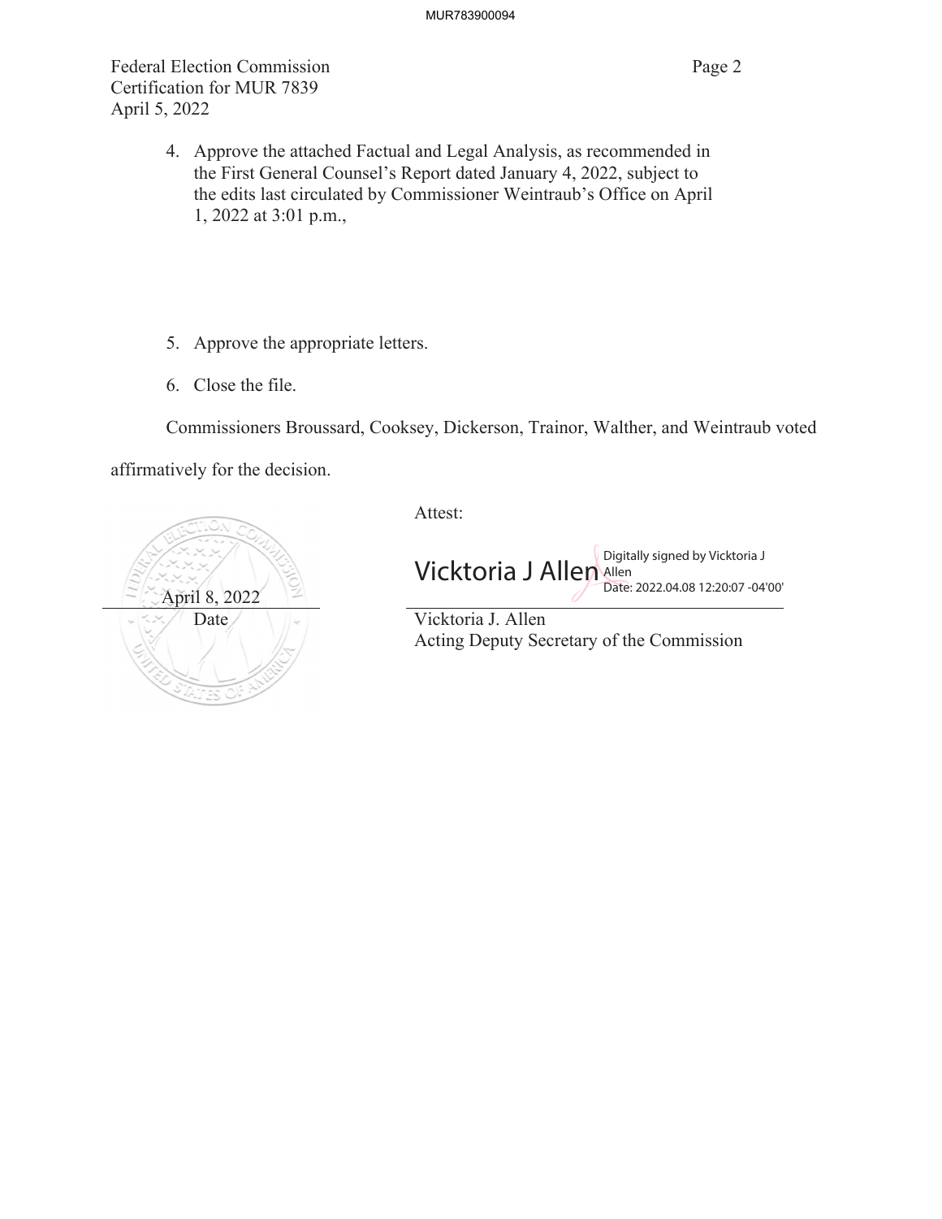Federal Election Commission
Certification for MUR 7839
April 5, 2022

4. Approve the attached Factual and Legal Analysis, as recommended in the First General Counsel's Report dated January 4, 2022, subject to the edits last circulated by Commissioner Weintraub's Office on April 1, 2022 at 3:01 p.m.,

5. Approve the appropriate letters.

6. Close the file.

Commissioners Broussard, Cooksey, Dickerson, Trainor, Walther, and Weintraub voted affirmatively for the decision.

Attest:

April 8, 2022
Date

Vicktoria J Allen
Digitally signed by Vicktoria J Allen
Date: 2022.04.08 12:20:07 -04'00'

Vicktoria J. Allen
Acting Deputy Secretary of the Commission